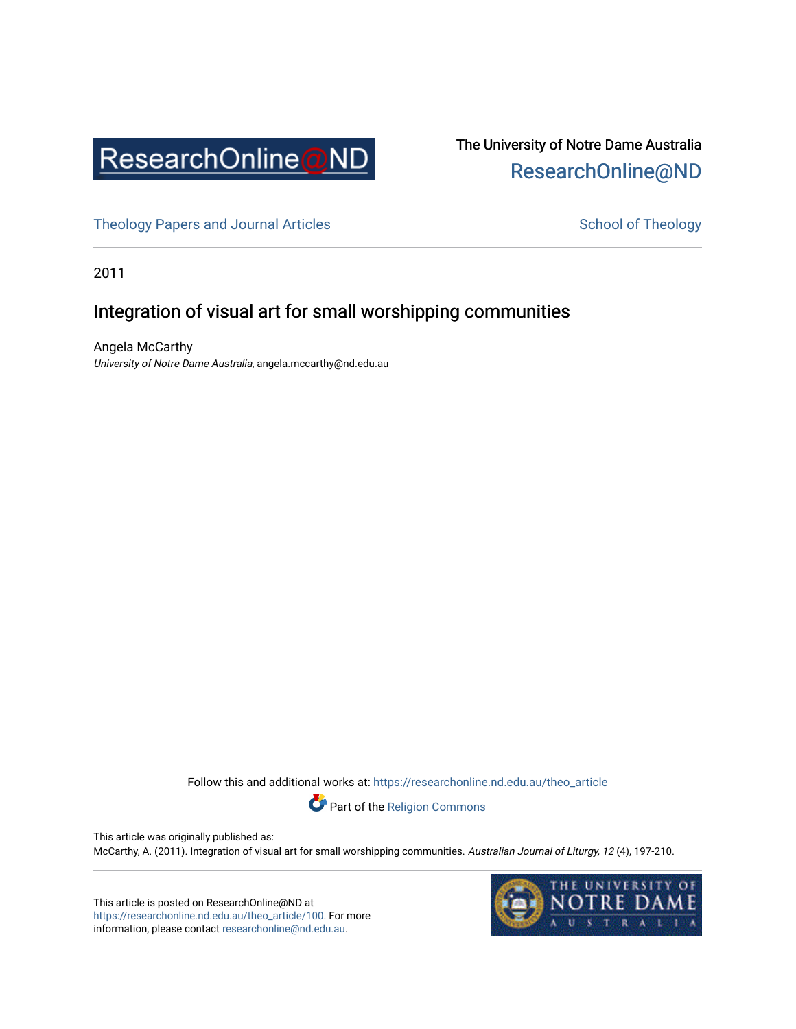ResearchOnline@ND

The University of Notre Dame Australia
ResearchOnline@ND

Theology Papers and Journal Articles

School of Theology

2011

# Integration of visual art for small worshipping communities

Angela McCarthy
*University of Notre Dame Australia*, angela.mccarthy@nd.edu.au

Follow this and additional works at: https://researchonline.nd.edu.au/theo_article

Part of the Religion Commons

This article was originally published as:
McCarthy, A. (2011). Integration of visual art for small worshipping communities. *Australian Journal of Liturgy, 12* (4), 197-210.

This article is posted on ResearchOnline@ND at https://researchonline.nd.edu.au/theo_article/100. For more information, please contact researchonline@nd.edu.au.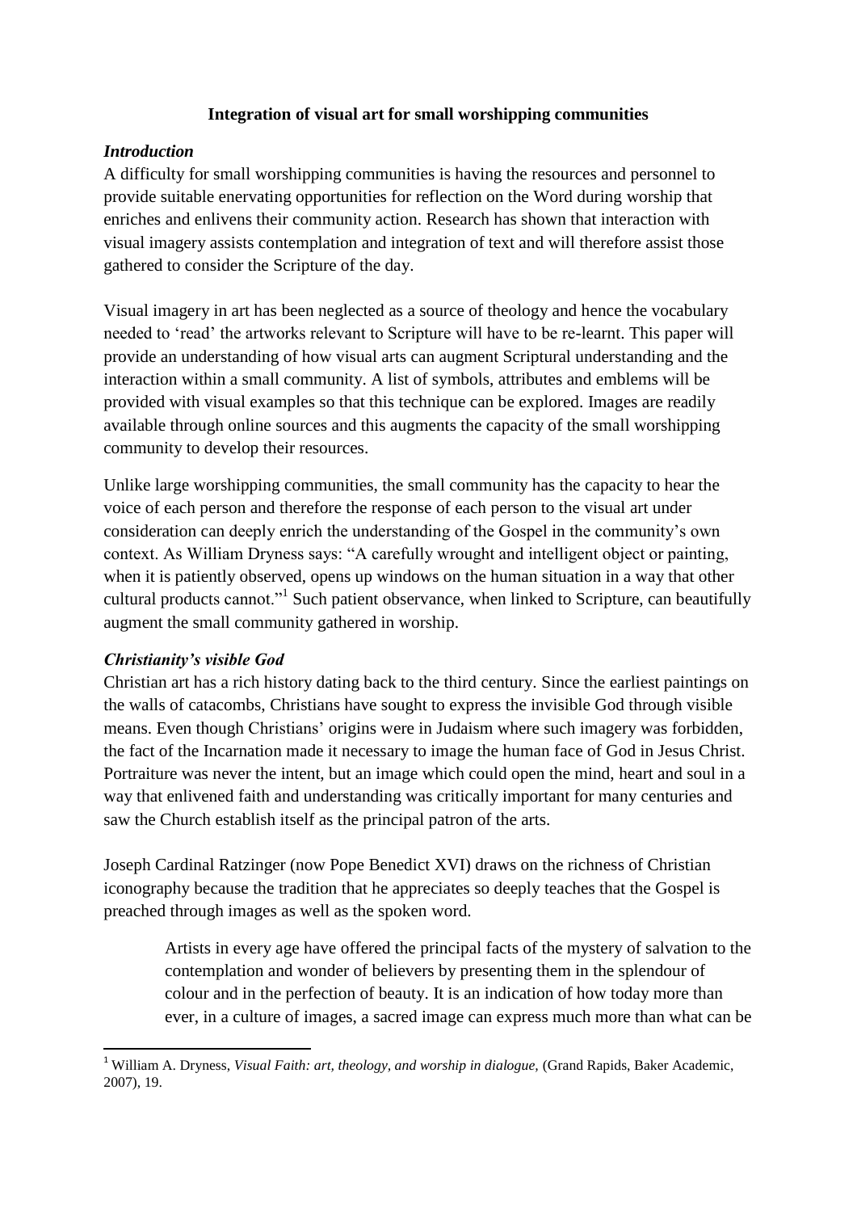**Integration of visual art for small worshipping communities**

### *Introduction*

A difficulty for small worshipping communities is having the resources and personnel to provide suitable enervating opportunities for reflection on the Word during worship that enriches and enlivens their community action. Research has shown that interaction with visual imagery assists contemplation and integration of text and will therefore assist those gathered to consider the Scripture of the day.

Visual imagery in art has been neglected as a source of theology and hence the vocabulary needed to 'read' the artworks relevant to Scripture will have to be re-learnt. This paper will provide an understanding of how visual arts can augment Scriptural understanding and the interaction within a small community. A list of symbols, attributes and emblems will be provided with visual examples so that this technique can be explored. Images are readily available through online sources and this augments the capacity of the small worshipping community to develop their resources.

Unlike large worshipping communities, the small community has the capacity to hear the voice of each person and therefore the response of each person to the visual art under consideration can deeply enrich the understanding of the Gospel in the community's own context. As William Dryness says: "A carefully wrought and intelligent object or painting, when it is patiently observed, opens up windows on the human situation in a way that other cultural products cannot."[1] Such patient observance, when linked to Scripture, can beautifully augment the small community gathered in worship.

### *Christianity's visible God*

Christian art has a rich history dating back to the third century. Since the earliest paintings on the walls of catacombs, Christians have sought to express the invisible God through visible means. Even though Christians' origins were in Judaism where such imagery was forbidden, the fact of the Incarnation made it necessary to image the human face of God in Jesus Christ. Portraiture was never the intent, but an image which could open the mind, heart and soul in a way that enlivened faith and understanding was critically important for many centuries and saw the Church establish itself as the principal patron of the arts.

Joseph Cardinal Ratzinger (now Pope Benedict XVI) draws on the richness of Christian iconography because the tradition that he appreciates so deeply teaches that the Gospel is preached through images as well as the spoken word.

> Artists in every age have offered the principal facts of the mystery of salvation to the contemplation and wonder of believers by presenting them in the splendour of colour and in the perfection of beauty. It is an indication of how today more than ever, in a culture of images, a sacred image can express much more than what can be

[1] William A. Dryness, *Visual Faith: art, theology, and worship in dialogue,* (Grand Rapids, Baker Academic, 2007), 19.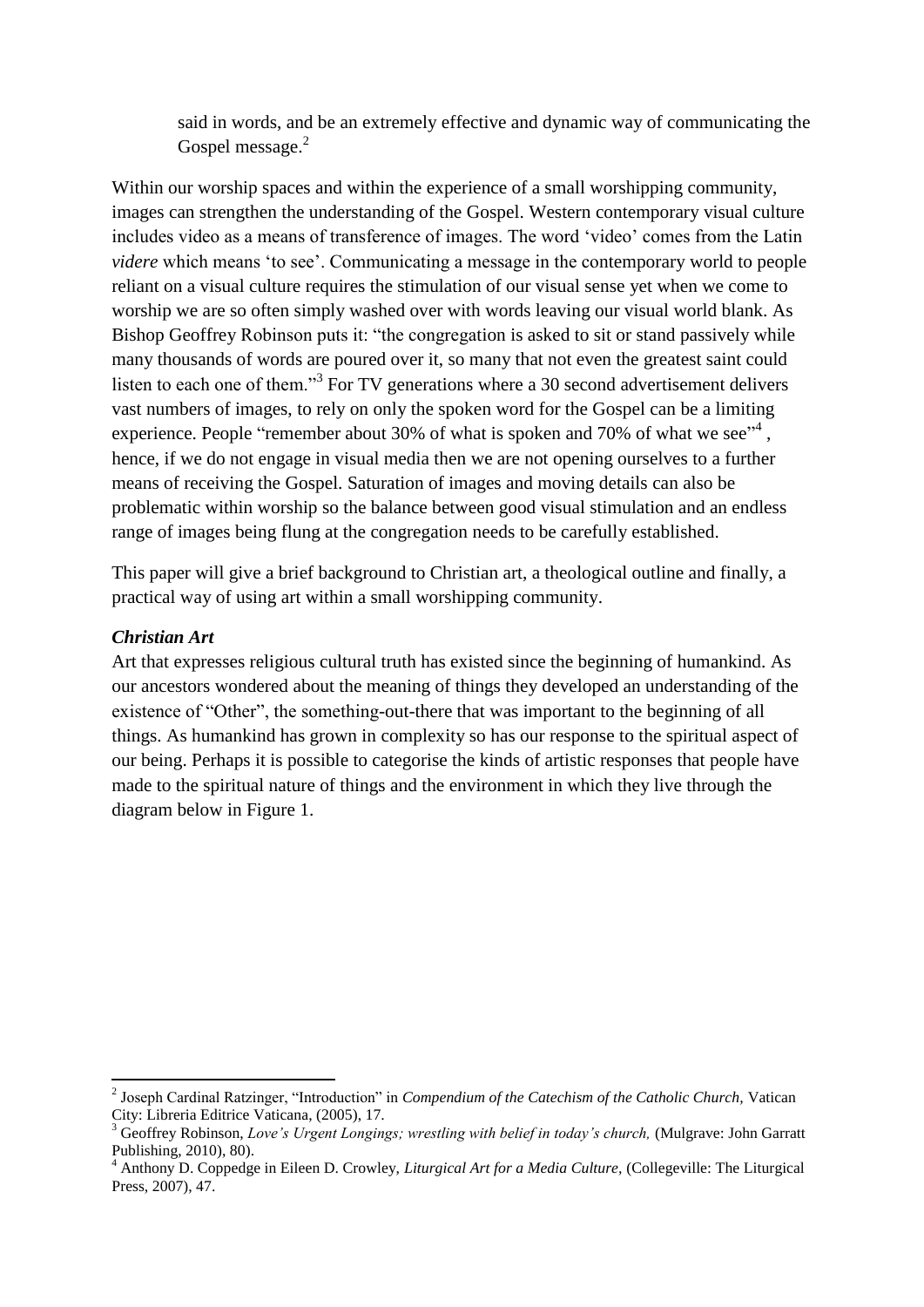said in words, and be an extremely effective and dynamic way of communicating the Gospel message.[2]

Within our worship spaces and within the experience of a small worshipping community, images can strengthen the understanding of the Gospel. Western contemporary visual culture includes video as a means of transference of images. The word 'video' comes from the Latin *videre* which means 'to see'. Communicating a message in the contemporary world to people reliant on a visual culture requires the stimulation of our visual sense yet when we come to worship we are so often simply washed over with words leaving our visual world blank. As Bishop Geoffrey Robinson puts it: "the congregation is asked to sit or stand passively while many thousands of words are poured over it, so many that not even the greatest saint could listen to each one of them."[3] For TV generations where a 30 second advertisement delivers vast numbers of images, to rely on only the spoken word for the Gospel can be a limiting experience. People "remember about 30% of what is spoken and 70% of what we see"[4] , hence, if we do not engage in visual media then we are not opening ourselves to a further means of receiving the Gospel. Saturation of images and moving details can also be problematic within worship so the balance between good visual stimulation and an endless range of images being flung at the congregation needs to be carefully established.

This paper will give a brief background to Christian art, a theological outline and finally, a practical way of using art within a small worshipping community.

### *Christian Art*

Art that expresses religious cultural truth has existed since the beginning of humankind. As our ancestors wondered about the meaning of things they developed an understanding of the existence of "Other", the something-out-there that was important to the beginning of all things. As humankind has grown in complexity so has our response to the spiritual aspect of our being. Perhaps it is possible to categorise the kinds of artistic responses that people have made to the spiritual nature of things and the environment in which they live through the diagram below in Figure 1.

---

[2] Joseph Cardinal Ratzinger, "Introduction" in *Compendium of the Catechism of the Catholic Church,* Vatican City: Libreria Editrice Vaticana, (2005), 17.

[3] Geoffrey Robinson, *Love's Urgent Longings; wrestling with belief in today's church,* (Mulgrave: John Garratt Publishing, 2010), 80).

[4] Anthony D. Coppedge in Eileen D. Crowley, *Liturgical Art for a Media Culture,* (Collegeville: The Liturgical Press, 2007), 47.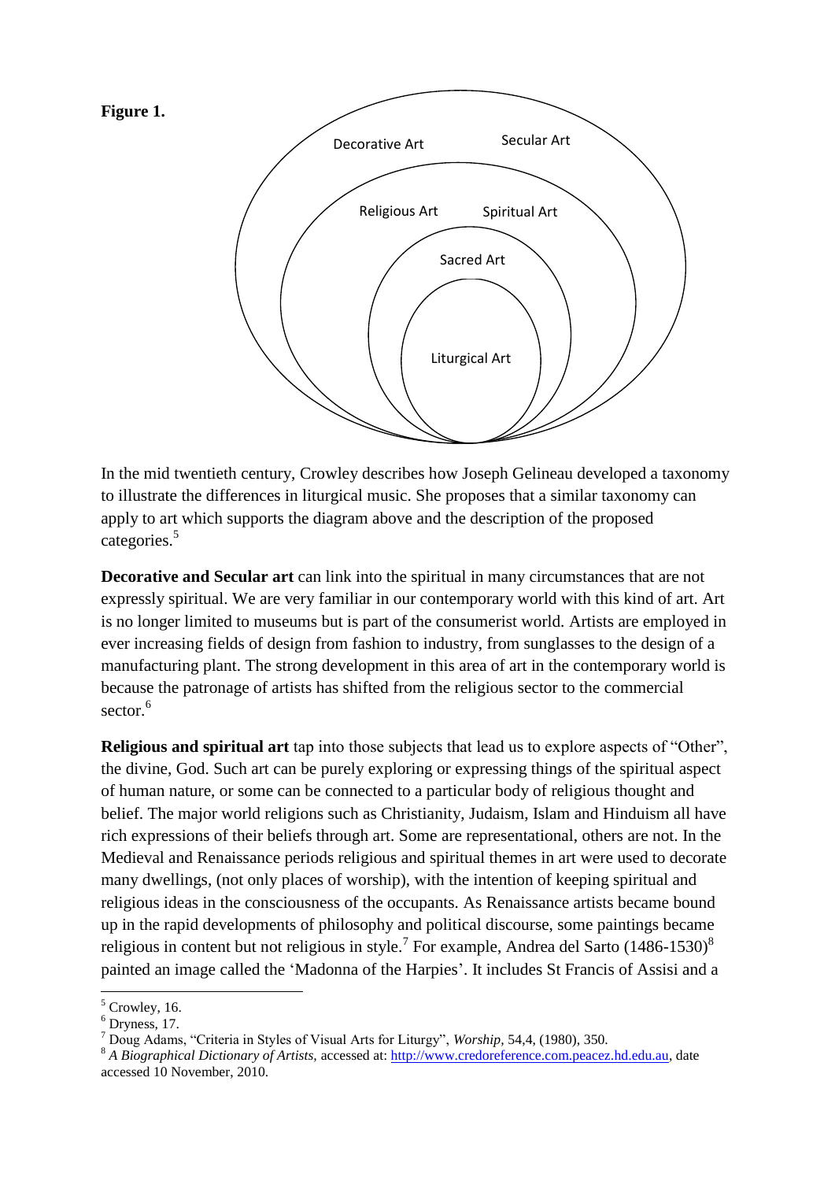**Figure 1.**

Decorative Art | Secular Art

Religious Art | Spiritual Art

Sacred Art

Liturgical Art

In the mid twentieth century, Crowley describes how Joseph Gelineau developed a taxonomy to illustrate the differences in liturgical music. She proposes that a similar taxonomy can apply to art which supports the diagram above and the description of the proposed categories.[5]

**Decorative and Secular art** can link into the spiritual in many circumstances that are not expressly spiritual. We are very familiar in our contemporary world with this kind of art. Art is no longer limited to museums but is part of the consumerist world. Artists are employed in ever increasing fields of design from fashion to industry, from sunglasses to the design of a manufacturing plant. The strong development in this area of art in the contemporary world is because the patronage of artists has shifted from the religious sector to the commercial sector.[6]

**Religious and spiritual art** tap into those subjects that lead us to explore aspects of "Other", the divine, God. Such art can be purely exploring or expressing things of the spiritual aspect of human nature, or some can be connected to a particular body of religious thought and belief. The major world religions such as Christianity, Judaism, Islam and Hinduism all have rich expressions of their beliefs through art. Some are representational, others are not. In the Medieval and Renaissance periods religious and spiritual themes in art were used to decorate many dwellings, (not only places of worship), with the intention of keeping spiritual and religious ideas in the consciousness of the occupants. As Renaissance artists became bound up in the rapid developments of philosophy and political discourse, some paintings became religious in content but not religious in style.[7] For example, Andrea del Sarto (1486-1530)[8] painted an image called the 'Madonna of the Harpies'. It includes St Francis of Assisi and a

[5] Crowley, 16.

[6] Dryness, 17.

[7] Doug Adams, "Criteria in Styles of Visual Arts for Liturgy", *Worship*, 54,4, (1980), 350.

[8] *A Biographical Dictionary of Artists,* accessed at: http://www.credoreference.com.peacez.hd.edu.au, date accessed 10 November, 2010.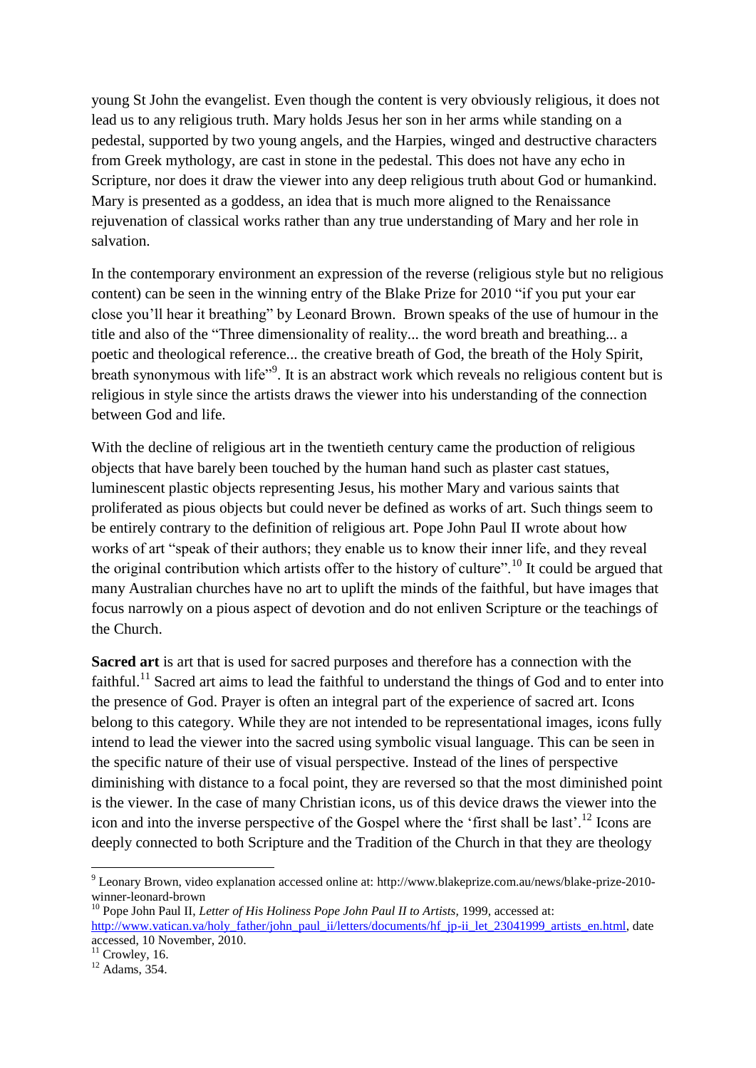young St John the evangelist. Even though the content is very obviously religious, it does not lead us to any religious truth. Mary holds Jesus her son in her arms while standing on a pedestal, supported by two young angels, and the Harpies, winged and destructive characters from Greek mythology, are cast in stone in the pedestal. This does not have any echo in Scripture, nor does it draw the viewer into any deep religious truth about God or humankind. Mary is presented as a goddess, an idea that is much more aligned to the Renaissance rejuvenation of classical works rather than any true understanding of Mary and her role in salvation.

In the contemporary environment an expression of the reverse (religious style but no religious content) can be seen in the winning entry of the Blake Prize for 2010 "if you put your ear close you'll hear it breathing" by Leonard Brown. Brown speaks of the use of humour in the title and also of the "Three dimensionality of reality... the word breath and breathing... a poetic and theological reference... the creative breath of God, the breath of the Holy Spirit, breath synonymous with life"[9]. It is an abstract work which reveals no religious content but is religious in style since the artists draws the viewer into his understanding of the connection between God and life.

With the decline of religious art in the twentieth century came the production of religious objects that have barely been touched by the human hand such as plaster cast statues, luminescent plastic objects representing Jesus, his mother Mary and various saints that proliferated as pious objects but could never be defined as works of art. Such things seem to be entirely contrary to the definition of religious art. Pope John Paul II wrote about how works of art "speak of their authors; they enable us to know their inner life, and they reveal the original contribution which artists offer to the history of culture".[10] It could be argued that many Australian churches have no art to uplift the minds of the faithful, but have images that focus narrowly on a pious aspect of devotion and do not enliven Scripture or the teachings of the Church.

**Sacred art** is art that is used for sacred purposes and therefore has a connection with the faithful.[11] Sacred art aims to lead the faithful to understand the things of God and to enter into the presence of God. Prayer is often an integral part of the experience of sacred art. Icons belong to this category. While they are not intended to be representational images, icons fully intend to lead the viewer into the sacred using symbolic visual language. This can be seen in the specific nature of their use of visual perspective. Instead of the lines of perspective diminishing with distance to a focal point, they are reversed so that the most diminished point is the viewer. In the case of many Christian icons, us of this device draws the viewer into the icon and into the inverse perspective of the Gospel where the 'first shall be last'.[12] Icons are deeply connected to both Scripture and the Tradition of the Church in that they are theology

---

[9] Leonary Brown, video explanation accessed online at: http://www.blakeprize.com.au/news/blake-prize-2010-winner-leonard-brown

[10] Pope John Paul II, *Letter of His Holiness Pope John Paul II to Artists*, 1999, accessed at: http://www.vatican.va/holy_father/john_paul_ii/letters/documents/hf_jp-ii_let_23041999_artists_en.html, date accessed, 10 November, 2010.

[11] Crowley, 16.

[12] Adams, 354.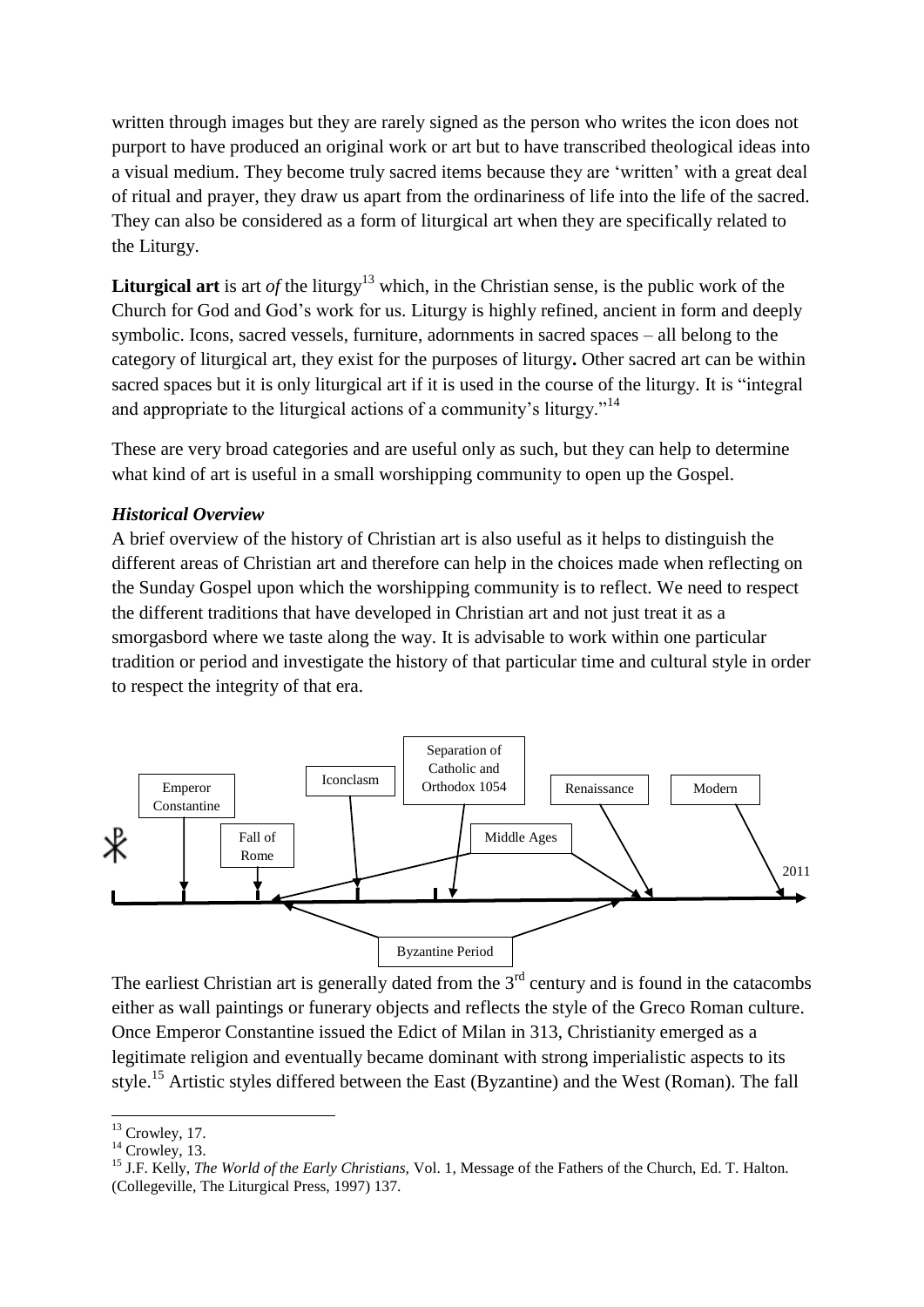written through images but they are rarely signed as the person who writes the icon does not purport to have produced an original work or art but to have transcribed theological ideas into a visual medium. They become truly sacred items because they are 'written' with a great deal of ritual and prayer, they draw us apart from the ordinariness of life into the life of the sacred. They can also be considered as a form of liturgical art when they are specifically related to the Liturgy.

**Liturgical art** is art *of* the liturgy[13] which, in the Christian sense, is the public work of the Church for God and God's work for us. Liturgy is highly refined, ancient in form and deeply symbolic. Icons, sacred vessels, furniture, adornments in sacred spaces – all belong to the category of liturgical art, they exist for the purposes of liturgy**.** Other sacred art can be within sacred spaces but it is only liturgical art if it is used in the course of the liturgy. It is "integral and appropriate to the liturgical actions of a community's liturgy."[14]

These are very broad categories and are useful only as such, but they can help to determine what kind of art is useful in a small worshipping community to open up the Gospel.

***Historical Overview***

A brief overview of the history of Christian art is also useful as it helps to distinguish the different areas of Christian art and therefore can help in the choices made when reflecting on the Sunday Gospel upon which the worshipping community is to reflect. We need to respect the different traditions that have developed in Christian art and not just treat it as a smorgasbord where we taste along the way. It is advisable to work within one particular tradition or period and investigate the history of that particular time and cultural style in order to respect the integrity of that era.

☧ — Emperor Constantine — Fall of Rome — Iconclasm — Separation of Catholic and Orthodox 1054 — Middle Ages — Renaissance — Modern — 2011

Byzantine Period

The earliest Christian art is generally dated from the 3rd century and is found in the catacombs either as wall paintings or funerary objects and reflects the style of the Greco Roman culture. Once Emperor Constantine issued the Edict of Milan in 313, Christianity emerged as a legitimate religion and eventually became dominant with strong imperialistic aspects to its style.[15] Artistic styles differed between the East (Byzantine) and the West (Roman). The fall

---

[13] Crowley, 17.

[14] Crowley, 13.

[15] J.F. Kelly, *The World of the Early Christians,* Vol. 1, Message of the Fathers of the Church, Ed. T. Halton. (Collegeville, The Liturgical Press, 1997) 137.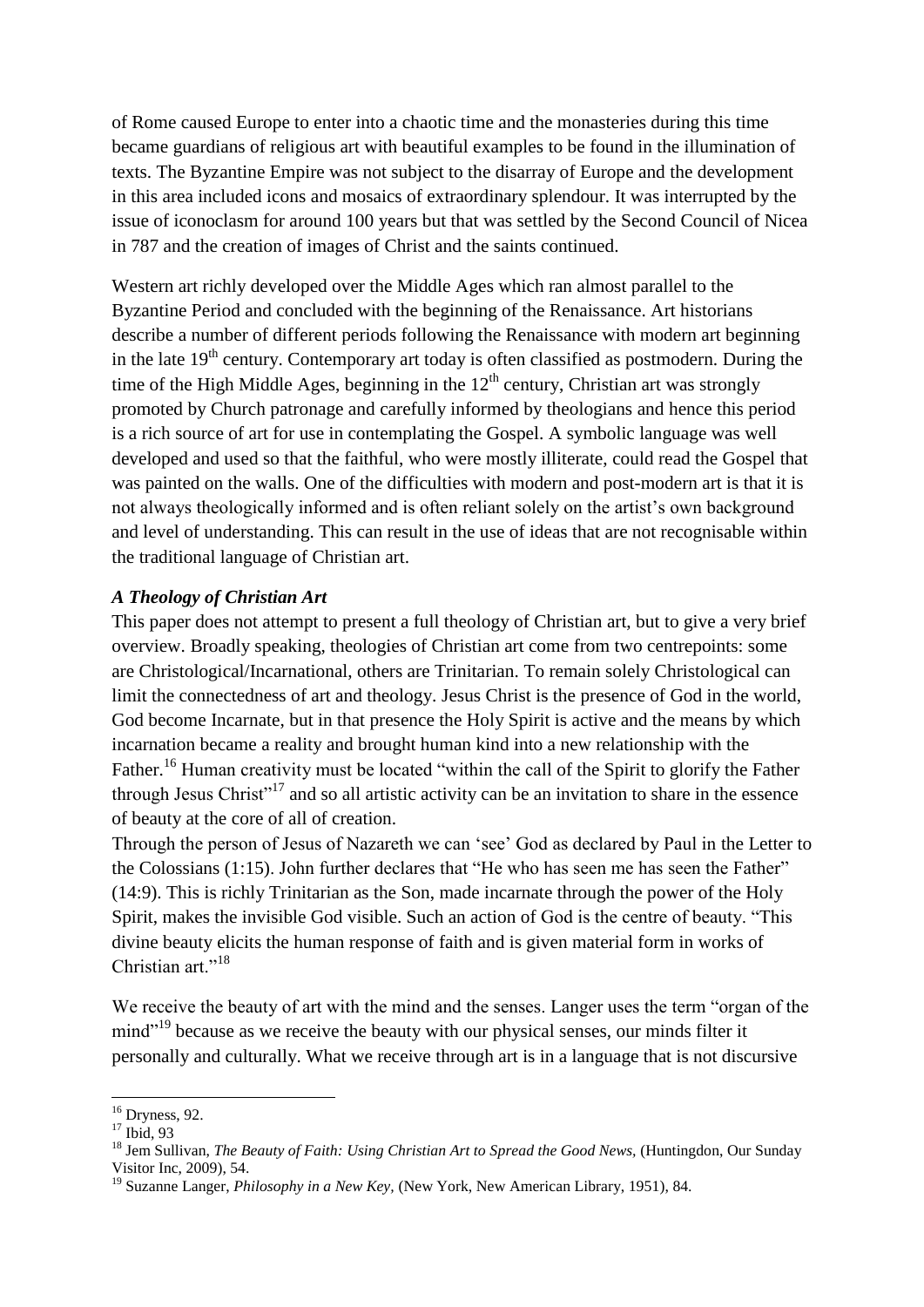of Rome caused Europe to enter into a chaotic time and the monasteries during this time became guardians of religious art with beautiful examples to be found in the illumination of texts. The Byzantine Empire was not subject to the disarray of Europe and the development in this area included icons and mosaics of extraordinary splendour. It was interrupted by the issue of iconoclasm for around 100 years but that was settled by the Second Council of Nicea in 787 and the creation of images of Christ and the saints continued.

Western art richly developed over the Middle Ages which ran almost parallel to the Byzantine Period and concluded with the beginning of the Renaissance. Art historians describe a number of different periods following the Renaissance with modern art beginning in the late 19th century. Contemporary art today is often classified as postmodern. During the time of the High Middle Ages, beginning in the 12th century, Christian art was strongly promoted by Church patronage and carefully informed by theologians and hence this period is a rich source of art for use in contemplating the Gospel. A symbolic language was well developed and used so that the faithful, who were mostly illiterate, could read the Gospel that was painted on the walls. One of the difficulties with modern and post-modern art is that it is not always theologically informed and is often reliant solely on the artist's own background and level of understanding. This can result in the use of ideas that are not recognisable within the traditional language of Christian art.

### *A Theology of Christian Art*

This paper does not attempt to present a full theology of Christian art, but to give a very brief overview. Broadly speaking, theologies of Christian art come from two centrepoints: some are Christological/Incarnational, others are Trinitarian. To remain solely Christological can limit the connectedness of art and theology. Jesus Christ is the presence of God in the world, God become Incarnate, but in that presence the Holy Spirit is active and the means by which incarnation became a reality and brought human kind into a new relationship with the Father.[16] Human creativity must be located "within the call of the Spirit to glorify the Father through Jesus Christ"[17] and so all artistic activity can be an invitation to share in the essence of beauty at the core of all of creation.

Through the person of Jesus of Nazareth we can 'see' God as declared by Paul in the Letter to the Colossians (1:15). John further declares that "He who has seen me has seen the Father" (14:9). This is richly Trinitarian as the Son, made incarnate through the power of the Holy Spirit, makes the invisible God visible. Such an action of God is the centre of beauty. "This divine beauty elicits the human response of faith and is given material form in works of Christian art."[18]

We receive the beauty of art with the mind and the senses. Langer uses the term "organ of the mind"[19] because as we receive the beauty with our physical senses, our minds filter it personally and culturally. What we receive through art is in a language that is not discursive

---

[16] Dryness, 92.

[17] Ibid, 93

[18] Jem Sullivan, *The Beauty of Faith: Using Christian Art to Spread the Good News,* (Huntingdon, Our Sunday Visitor Inc, 2009), 54.

[19] Suzanne Langer, *Philosophy in a New Key,* (New York, New American Library, 1951), 84.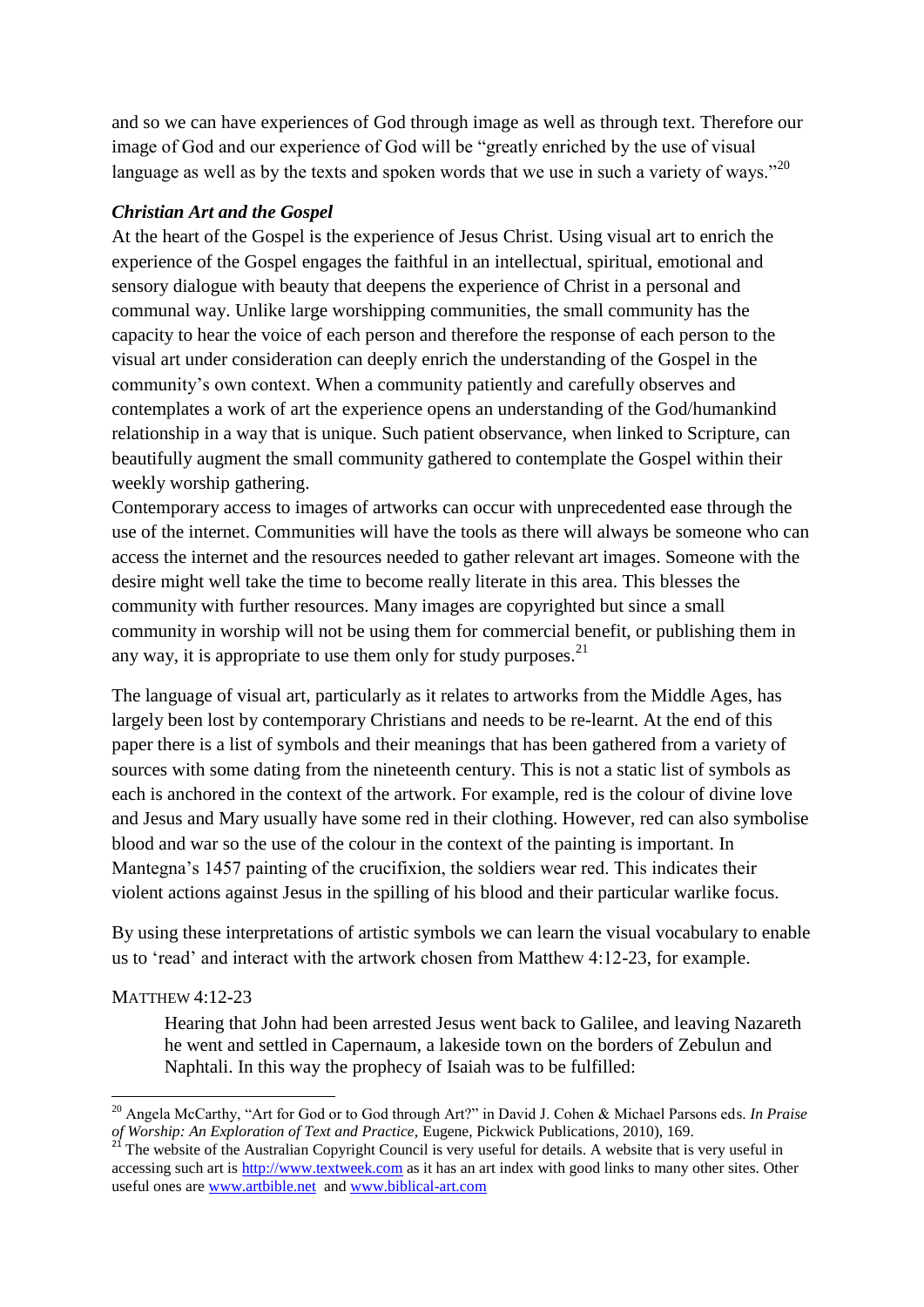and so we can have experiences of God through image as well as through text. Therefore our image of God and our experience of God will be "greatly enriched by the use of visual language as well as by the texts and spoken words that we use in such a variety of ways."[20]

### *Christian Art and the Gospel*

At the heart of the Gospel is the experience of Jesus Christ. Using visual art to enrich the experience of the Gospel engages the faithful in an intellectual, spiritual, emotional and sensory dialogue with beauty that deepens the experience of Christ in a personal and communal way. Unlike large worshipping communities, the small community has the capacity to hear the voice of each person and therefore the response of each person to the visual art under consideration can deeply enrich the understanding of the Gospel in the community's own context. When a community patiently and carefully observes and contemplates a work of art the experience opens an understanding of the God/humankind relationship in a way that is unique. Such patient observance, when linked to Scripture, can beautifully augment the small community gathered to contemplate the Gospel within their weekly worship gathering.

Contemporary access to images of artworks can occur with unprecedented ease through the use of the internet. Communities will have the tools as there will always be someone who can access the internet and the resources needed to gather relevant art images. Someone with the desire might well take the time to become really literate in this area. This blesses the community with further resources. Many images are copyrighted but since a small community in worship will not be using them for commercial benefit, or publishing them in any way, it is appropriate to use them only for study purposes.[21]

The language of visual art, particularly as it relates to artworks from the Middle Ages, has largely been lost by contemporary Christians and needs to be re-learnt. At the end of this paper there is a list of symbols and their meanings that has been gathered from a variety of sources with some dating from the nineteenth century. This is not a static list of symbols as each is anchored in the context of the artwork. For example, red is the colour of divine love and Jesus and Mary usually have some red in their clothing. However, red can also symbolise blood and war so the use of the colour in the context of the painting is important. In Mantegna's 1457 painting of the crucifixion, the soldiers wear red. This indicates their violent actions against Jesus in the spilling of his blood and their particular warlike focus.

By using these interpretations of artistic symbols we can learn the visual vocabulary to enable us to 'read' and interact with the artwork chosen from Matthew 4:12-23, for example.

MATTHEW 4:12-23

> Hearing that John had been arrested Jesus went back to Galilee, and leaving Nazareth he went and settled in Capernaum, a lakeside town on the borders of Zebulun and Naphtali. In this way the prophecy of Isaiah was to be fulfilled:

---

[20] Angela McCarthy, "Art for God or to God through Art?" in David J. Cohen & Michael Parsons eds. *In Praise of Worship: An Exploration of Text and Practice,* Eugene, Pickwick Publications, 2010), 169.

[21] The website of the Australian Copyright Council is very useful for details. A website that is very useful in accessing such art is http://www.textweek.com as it has an art index with good links to many other sites. Other useful ones are www.artbible.net and www.biblical-art.com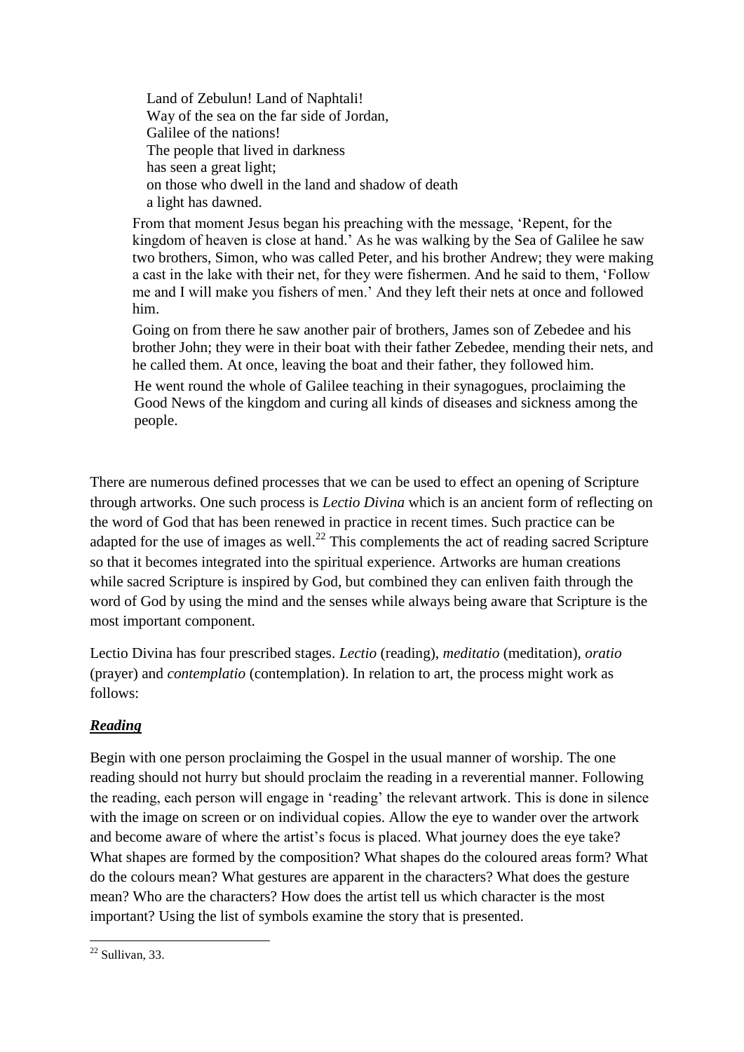> Land of Zebulun! Land of Naphtali!
> Way of the sea on the far side of Jordan,
> Galilee of the nations!
> The people that lived in darkness
> has seen a great light;
> on those who dwell in the land and shadow of death
> a light has dawned.

> From that moment Jesus began his preaching with the message, 'Repent, for the kingdom of heaven is close at hand.' As he was walking by the Sea of Galilee he saw two brothers, Simon, who was called Peter, and his brother Andrew; they were making a cast in the lake with their net, for they were fishermen. And he said to them, 'Follow me and I will make you fishers of men.' And they left their nets at once and followed him.

> Going on from there he saw another pair of brothers, James son of Zebedee and his brother John; they were in their boat with their father Zebedee, mending their nets, and he called them. At once, leaving the boat and their father, they followed him.

> He went round the whole of Galilee teaching in their synagogues, proclaiming the Good News of the kingdom and curing all kinds of diseases and sickness among the people.

There are numerous defined processes that we can be used to effect an opening of Scripture through artworks. One such process is *Lectio Divina* which is an ancient form of reflecting on the word of God that has been renewed in practice in recent times. Such practice can be adapted for the use of images as well.[22] This complements the act of reading sacred Scripture so that it becomes integrated into the spiritual experience. Artworks are human creations while sacred Scripture is inspired by God, but combined they can enliven faith through the word of God by using the mind and the senses while always being aware that Scripture is the most important component.

Lectio Divina has four prescribed stages. *Lectio* (reading), *meditatio* (meditation), *oratio* (prayer) and *contemplatio* (contemplation). In relation to art, the process might work as follows:

***Reading***

Begin with one person proclaiming the Gospel in the usual manner of worship. The one reading should not hurry but should proclaim the reading in a reverential manner. Following the reading, each person will engage in 'reading' the relevant artwork. This is done in silence with the image on screen or on individual copies. Allow the eye to wander over the artwork and become aware of where the artist's focus is placed. What journey does the eye take? What shapes are formed by the composition? What shapes do the coloured areas form? What do the colours mean? What gestures are apparent in the characters? What does the gesture mean? Who are the characters? How does the artist tell us which character is the most important? Using the list of symbols examine the story that is presented.

[22] Sullivan, 33.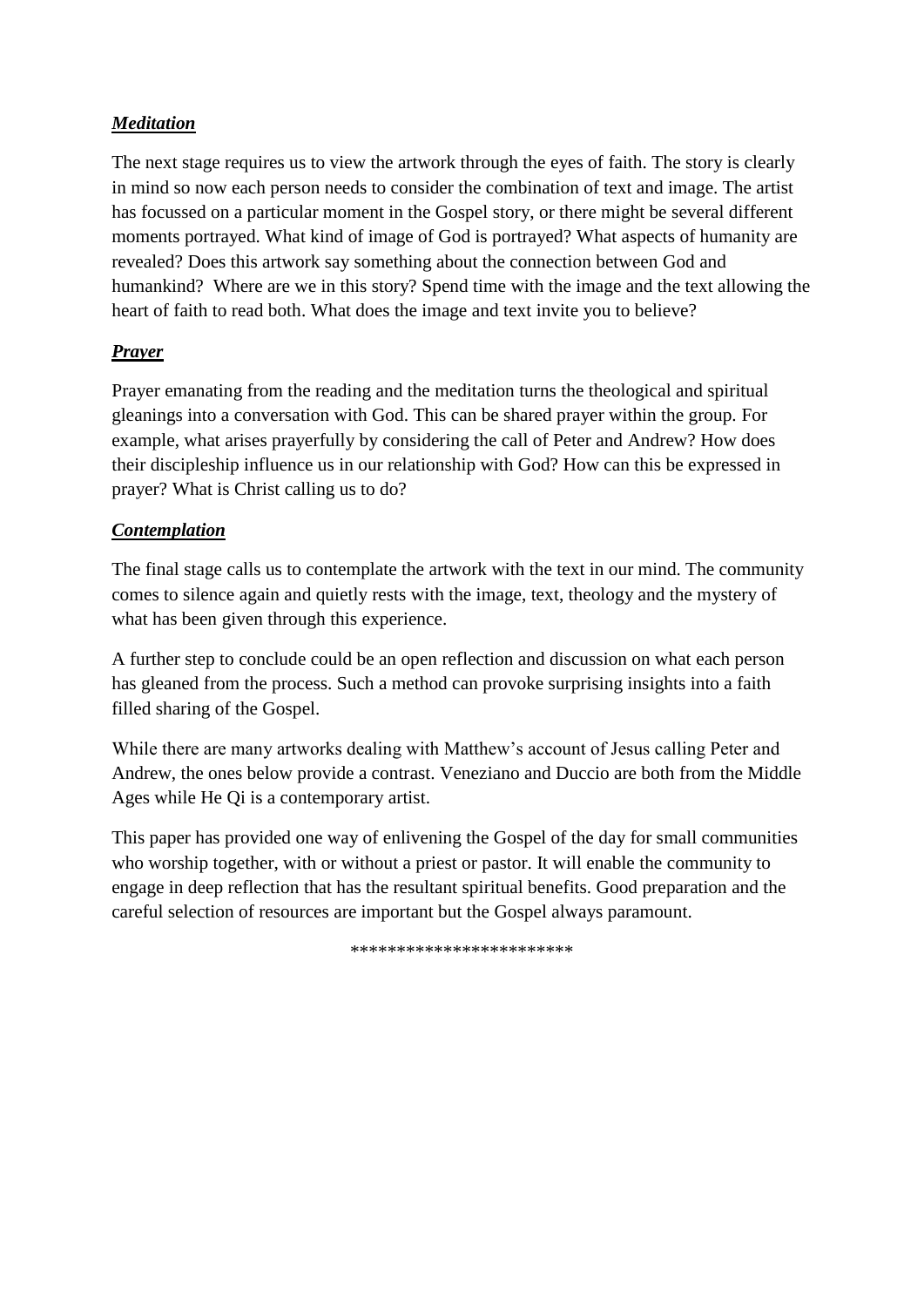***Meditation***

The next stage requires us to view the artwork through the eyes of faith. The story is clearly in mind so now each person needs to consider the combination of text and image. The artist has focussed on a particular moment in the Gospel story, or there might be several different moments portrayed. What kind of image of God is portrayed? What aspects of humanity are revealed? Does this artwork say something about the connection between God and humankind? Where are we in this story? Spend time with the image and the text allowing the heart of faith to read both. What does the image and text invite you to believe?

***Prayer***

Prayer emanating from the reading and the meditation turns the theological and spiritual gleanings into a conversation with God. This can be shared prayer within the group. For example, what arises prayerfully by considering the call of Peter and Andrew? How does their discipleship influence us in our relationship with God? How can this be expressed in prayer? What is Christ calling us to do?

***Contemplation***

The final stage calls us to contemplate the artwork with the text in our mind. The community comes to silence again and quietly rests with the image, text, theology and the mystery of what has been given through this experience.

A further step to conclude could be an open reflection and discussion on what each person has gleaned from the process. Such a method can provoke surprising insights into a faith filled sharing of the Gospel.

While there are many artworks dealing with Matthew's account of Jesus calling Peter and Andrew, the ones below provide a contrast. Veneziano and Duccio are both from the Middle Ages while He Qi is a contemporary artist.

This paper has provided one way of enlivening the Gospel of the day for small communities who worship together, with or without a priest or pastor. It will enable the community to engage in deep reflection that has the resultant spiritual benefits. Good preparation and the careful selection of resources are important but the Gospel always paramount.

***********************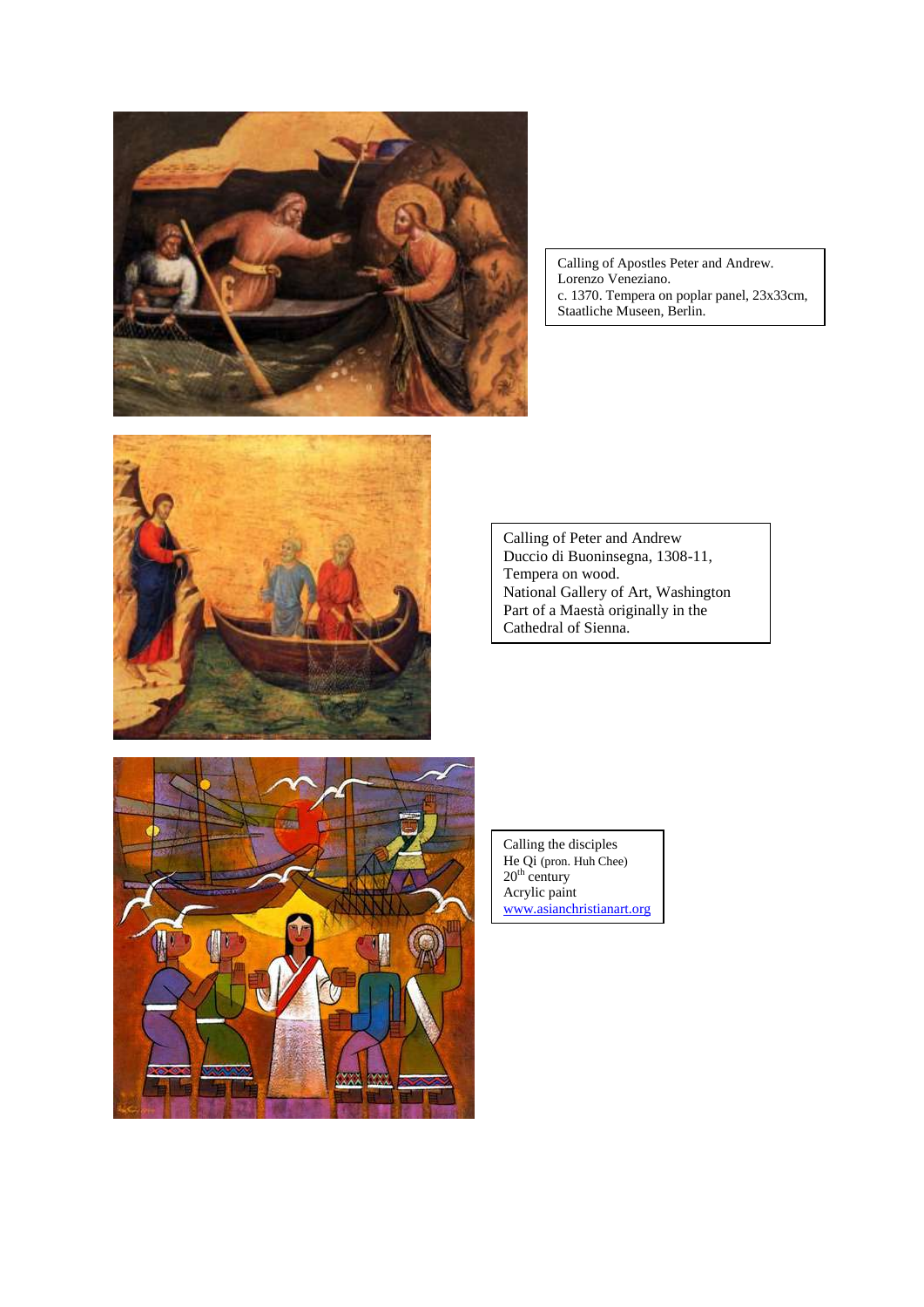Calling of Apostles Peter and Andrew.
Lorenzo Veneziano.
c. 1370. Tempera on poplar panel, 23x33cm, Staatliche Museen, Berlin.

Calling of Peter and Andrew
Duccio di Buoninsegna, 1308-11,
Tempera on wood.
National Gallery of Art, Washington
Part of a Maestà originally in the Cathedral of Sienna.

Calling the disciples
He Qi (pron. Huh Chee)
20th century
Acrylic paint
www.asianchristianart.org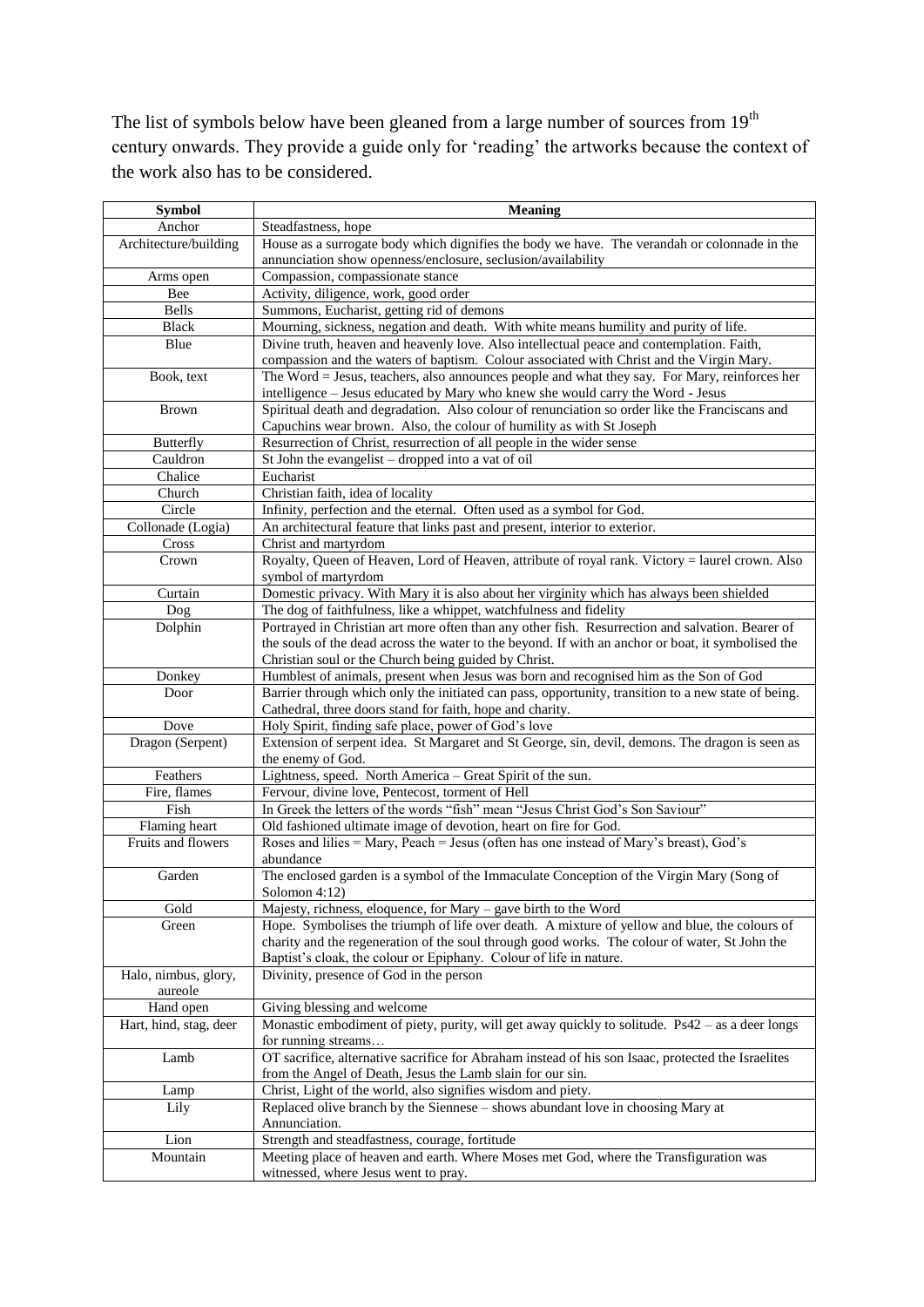The list of symbols below have been gleaned from a large number of sources from 19th century onwards. They provide a guide only for 'reading' the artworks because the context of the work also has to be considered.

| Symbol | Meaning |
|---|---|
| Anchor | Steadfastness, hope |
| Architecture/building | House as a surrogate body which dignifies the body we have. The verandah or colonnade in the annunciation show openness/enclosure, seclusion/availability |
| Arms open | Compassion, compassionate stance |
| Bee | Activity, diligence, work, good order |
| Bells | Summons, Eucharist, getting rid of demons |
| Black | Mourning, sickness, negation and death. With white means humility and purity of life. |
| Blue | Divine truth, heaven and heavenly love. Also intellectual peace and contemplation. Faith, compassion and the waters of baptism. Colour associated with Christ and the Virgin Mary. |
| Book, text | The Word = Jesus, teachers, also announces people and what they say. For Mary, reinforces her intelligence – Jesus educated by Mary who knew she would carry the Word - Jesus |
| Brown | Spiritual death and degradation. Also colour of renunciation so order like the Franciscans and Capuchins wear brown. Also, the colour of humility as with St Joseph |
| Butterfly | Resurrection of Christ, resurrection of all people in the wider sense |
| Cauldron | St John the evangelist – dropped into a vat of oil |
| Chalice | Eucharist |
| Church | Christian faith, idea of locality |
| Circle | Infinity, perfection and the eternal. Often used as a symbol for God. |
| Collonade (Logia) | An architectural feature that links past and present, interior to exterior. |
| Cross | Christ and martyrdom |
| Crown | Royalty, Queen of Heaven, Lord of Heaven, attribute of royal rank. Victory = laurel crown. Also symbol of martyrdom |
| Curtain | Domestic privacy. With Mary it is also about her virginity which has always been shielded |
| Dog | The dog of faithfulness, like a whippet, watchfulness and fidelity |
| Dolphin | Portrayed in Christian art more often than any other fish. Resurrection and salvation. Bearer of the souls of the dead across the water to the beyond. If with an anchor or boat, it symbolised the Christian soul or the Church being guided by Christ. |
| Donkey | Humblest of animals, present when Jesus was born and recognised him as the Son of God |
| Door | Barrier through which only the initiated can pass, opportunity, transition to a new state of being. Cathedral, three doors stand for faith, hope and charity. |
| Dove | Holy Spirit, finding safe place, power of God's love |
| Dragon (Serpent) | Extension of serpent idea. St Margaret and St George, sin, devil, demons. The dragon is seen as the enemy of God. |
| Feathers | Lightness, speed. North America – Great Spirit of the sun. |
| Fire, flames | Fervour, divine love, Pentecost, torment of Hell |
| Fish | In Greek the letters of the words "fish" mean "Jesus Christ God's Son Saviour" |
| Flaming heart | Old fashioned ultimate image of devotion, heart on fire for God. |
| Fruits and flowers | Roses and lilies = Mary, Peach = Jesus (often has one instead of Mary's breast), God's abundance |
| Garden | The enclosed garden is a symbol of the Immaculate Conception of the Virgin Mary (Song of Solomon 4:12) |
| Gold | Majesty, richness, eloquence, for Mary – gave birth to the Word |
| Green | Hope. Symbolises the triumph of life over death. A mixture of yellow and blue, the colours of charity and the regeneration of the soul through good works. The colour of water, St John the Baptist's cloak, the colour or Epiphany. Colour of life in nature. |
| Halo, nimbus, glory, aureole | Divinity, presence of God in the person |
| Hand open | Giving blessing and welcome |
| Hart, hind, stag, deer | Monastic embodiment of piety, purity, will get away quickly to solitude. Ps42 – as a deer longs for running streams… |
| Lamb | OT sacrifice, alternative sacrifice for Abraham instead of his son Isaac, protected the Israelites from the Angel of Death, Jesus the Lamb slain for our sin. |
| Lamp | Christ, Light of the world, also signifies wisdom and piety. |
| Lily | Replaced olive branch by the Siennese – shows abundant love in choosing Mary at Annunciation. |
| Lion | Strength and steadfastness, courage, fortitude |
| Mountain | Meeting place of heaven and earth. Where Moses met God, where the Transfiguration was witnessed, where Jesus went to pray. |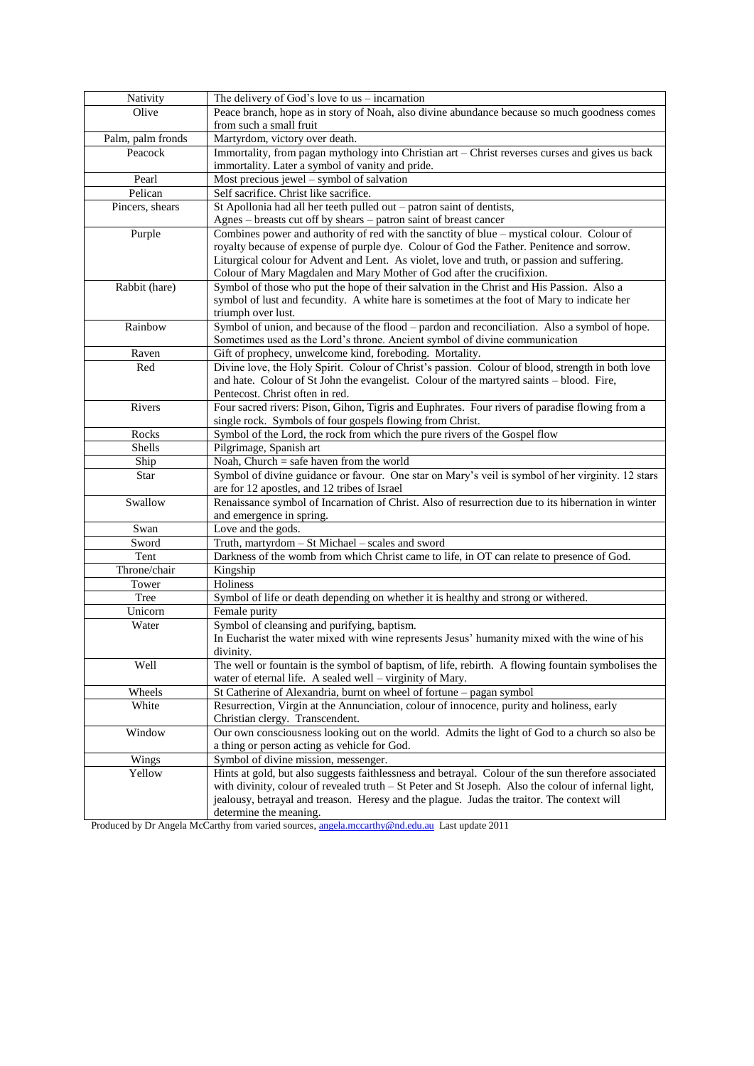| | |
|---|---|
| Nativity | The delivery of God's love to us – incarnation |
| Olive | Peace branch, hope as in story of Noah, also divine abundance because so much goodness comes from such a small fruit |
| Palm, palm fronds | Martyrdom, victory over death. |
| Peacock | Immortality, from pagan mythology into Christian art – Christ reverses curses and gives us back immortality. Later a symbol of vanity and pride. |
| Pearl | Most precious jewel – symbol of salvation |
| Pelican | Self sacrifice. Christ like sacrifice. |
| Pincers, shears | St Apollonia had all her teeth pulled out – patron saint of dentists, Agnes – breasts cut off by shears – patron saint of breast cancer |
| Purple | Combines power and authority of red with the sanctity of blue – mystical colour. Colour of royalty because of expense of purple dye. Colour of God the Father. Penitence and sorrow. Liturgical colour for Advent and Lent. As violet, love and truth, or passion and suffering. Colour of Mary Magdalen and Mary Mother of God after the crucifixion. |
| Rabbit (hare) | Symbol of those who put the hope of their salvation in the Christ and His Passion. Also a symbol of lust and fecundity. A white hare is sometimes at the foot of Mary to indicate her triumph over lust. |
| Rainbow | Symbol of union, and because of the flood – pardon and reconciliation. Also a symbol of hope. Sometimes used as the Lord's throne. Ancient symbol of divine communication |
| Raven | Gift of prophecy, unwelcome kind, foreboding. Mortality. |
| Red | Divine love, the Holy Spirit. Colour of Christ's passion. Colour of blood, strength in both love and hate. Colour of St John the evangelist. Colour of the martyred saints – blood. Fire, Pentecost. Christ often in red. |
| Rivers | Four sacred rivers: Pison, Gihon, Tigris and Euphrates. Four rivers of paradise flowing from a single rock. Symbols of four gospels flowing from Christ. |
| Rocks | Symbol of the Lord, the rock from which the pure rivers of the Gospel flow |
| Shells | Pilgrimage, Spanish art |
| Ship | Noah, Church = safe haven from the world |
| Star | Symbol of divine guidance or favour. One star on Mary's veil is symbol of her virginity. 12 stars are for 12 apostles, and 12 tribes of Israel |
| Swallow | Renaissance symbol of Incarnation of Christ. Also of resurrection due to its hibernation in winter and emergence in spring. |
| Swan | Love and the gods. |
| Sword | Truth, martyrdom – St Michael – scales and sword |
| Tent | Darkness of the womb from which Christ came to life, in OT can relate to presence of God. |
| Throne/chair | Kingship |
| Tower | Holiness |
| Tree | Symbol of life or death depending on whether it is healthy and strong or withered. |
| Unicorn | Female purity |
| Water | Symbol of cleansing and purifying, baptism. In Eucharist the water mixed with wine represents Jesus' humanity mixed with the wine of his divinity. |
| Well | The well or fountain is the symbol of baptism, of life, rebirth. A flowing fountain symbolises the water of eternal life. A sealed well – virginity of Mary. |
| Wheels | St Catherine of Alexandria, burnt on wheel of fortune – pagan symbol |
| White | Resurrection, Virgin at the Annunciation, colour of innocence, purity and holiness, early Christian clergy. Transcendent. |
| Window | Our own consciousness looking out on the world. Admits the light of God to a church so also be a thing or person acting as vehicle for God. |
| Wings | Symbol of divine mission, messenger. |
| Yellow | Hints at gold, but also suggests faithlessness and betrayal. Colour of the sun therefore associated with divinity, colour of revealed truth – St Peter and St Joseph. Also the colour of infernal light, jealousy, betrayal and treason. Heresy and the plague. Judas the traitor. The context will determine the meaning. |

Produced by Dr Angela McCarthy from varied sources, angela.mccarthy@nd.edu.au Last update 2011